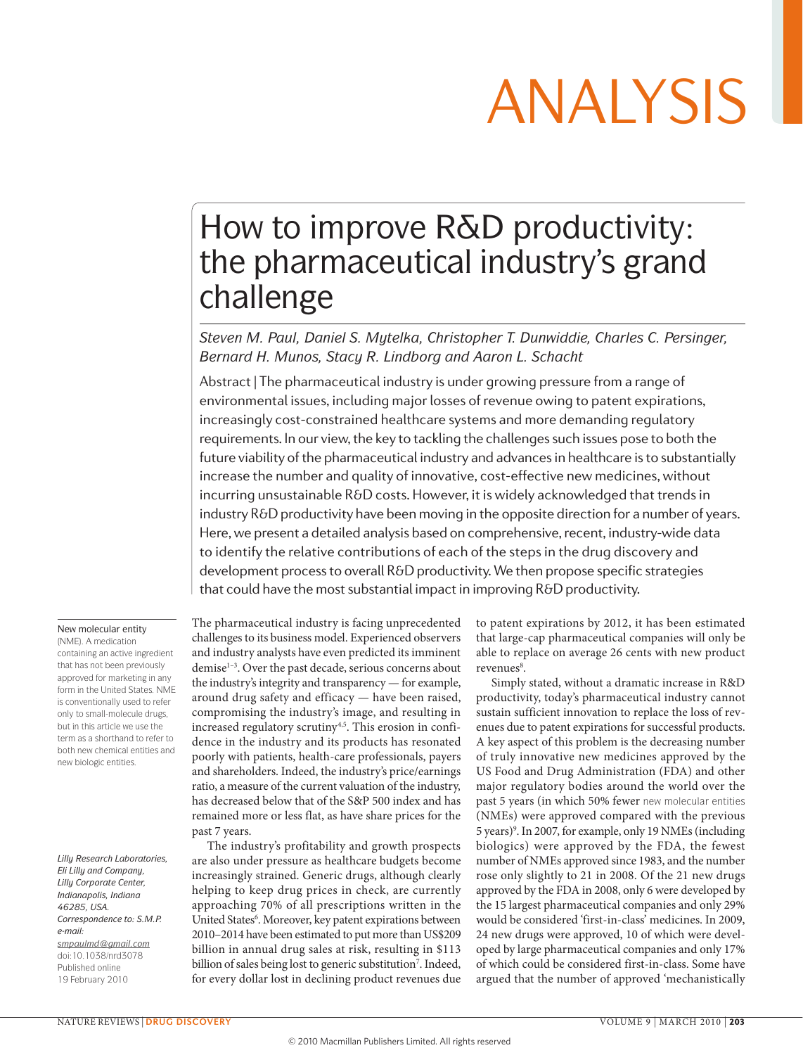# ANALYSIS

# How to improve R&D productivity: the pharmaceutical industry's grand challenge

*Steven M. Paul, Daniel S. Mytelka, Christopher T. Dunwiddie, Charles C. Persinger, Bernard H. Munos, Stacy R. Lindborg and Aaron L. Schacht*

Abstract | The pharmaceutical industry is under growing pressure from a range of environmental issues, including major losses of revenue owing to patent expirations, increasingly cost-constrained healthcare systems and more demanding regulatory requirements. In our view, the key to tackling the challenges such issues pose to both the future viability of the pharmaceutical industry and advances in healthcare is to substantially increase the number and quality of innovative, cost-effective new medicines, without incurring unsustainable R&D costs. However, it is widely acknowledged that trends in industry R&D productivity have been moving in the opposite direction for a number of years. Here, we present a detailed analysis based on comprehensive, recent, industry-wide data to identify the relative contributions of each of the steps in the drug discovery and development process to overall R&D productivity. We then propose specific strategies that could have the most substantial impact in improving R&D productivity.

The pharmaceutical industry is facing unprecedented challenges to its business model. Experienced observers and industry analysts have even predicted its imminent demise[1–3]. Over the past decade, serious concerns about the industry's integrity and transparency — for example, around drug safety and efficacy — have been raised, compromising the industry's image, and resulting in increased regulatory scrutiny[4,5]. This erosion in confidence in the industry and its products has resonated poorly with patients, health-care professionals, payers and shareholders. Indeed, the industry's price/earnings ratio, a measure of the current valuation of the industry, has decreased below that of the S&P 500 index and has remained more or less flat, as have share prices for the past 7 years.

The industry's profitability and growth prospects are also under pressure as healthcare budgets become increasingly strained. Generic drugs, although clearly helping to keep drug prices in check, are currently approaching 70% of all prescriptions written in the United States[6]. Moreover, key patent expirations between 2010–2014 have been estimated to put more than US$209 billion in annual drug sales at risk, resulting in $113 billion of sales being lost to generic substitution[7]. Indeed, for every dollar lost in declining product revenues due to patent expirations by 2012, it has been estimated that large-cap pharmaceutical companies will only be able to replace on average 26 cents with new product revenues[8].

Simply stated, without a dramatic increase in R&D productivity, today's pharmaceutical industry cannot sustain sufficient innovation to replace the loss of revenues due to patent expirations for successful products. A key aspect of this problem is the decreasing number of truly innovative new medicines approved by the US Food and Drug Administration (FDA) and other major regulatory bodies around the world over the past 5 years (in which 50% fewer new molecular entities (NMEs) were approved compared with the previous 5 years)[9]. In 2007, for example, only 19 NMEs (including biologics) were approved by the FDA, the fewest number of NMEs approved since 1983, and the number rose only slightly to 21 in 2008. Of the 21 new drugs approved by the FDA in 2008, only 6 were developed by the 15 largest pharmaceutical companies and only 29% would be considered 'first-in-class' medicines. In 2009, 24 new drugs were approved, 10 of which were developed by large pharmaceutical companies and only 17% of which could be considered first-in-class. Some have argued that the number of approved 'mechanistically

**New molecular entity**
(NME). A medication containing an active ingredient that has not been previously approved for marketing in any form in the United States. NME is conventionally used to refer only to small-molecule drugs, but in this article we use the term as a shorthand to refer to both new chemical entities and new biologic entities.

*Lilly Research Laboratories, Eli Lilly and Company, Lilly Corporate Center, Indianapolis, Indiana 46285, USA.*
*Correspondence to: S.M.P. e-mail:*
smpaulmd@gmail.com
doi:10.1038/nrd3078
Published online 19 February 2010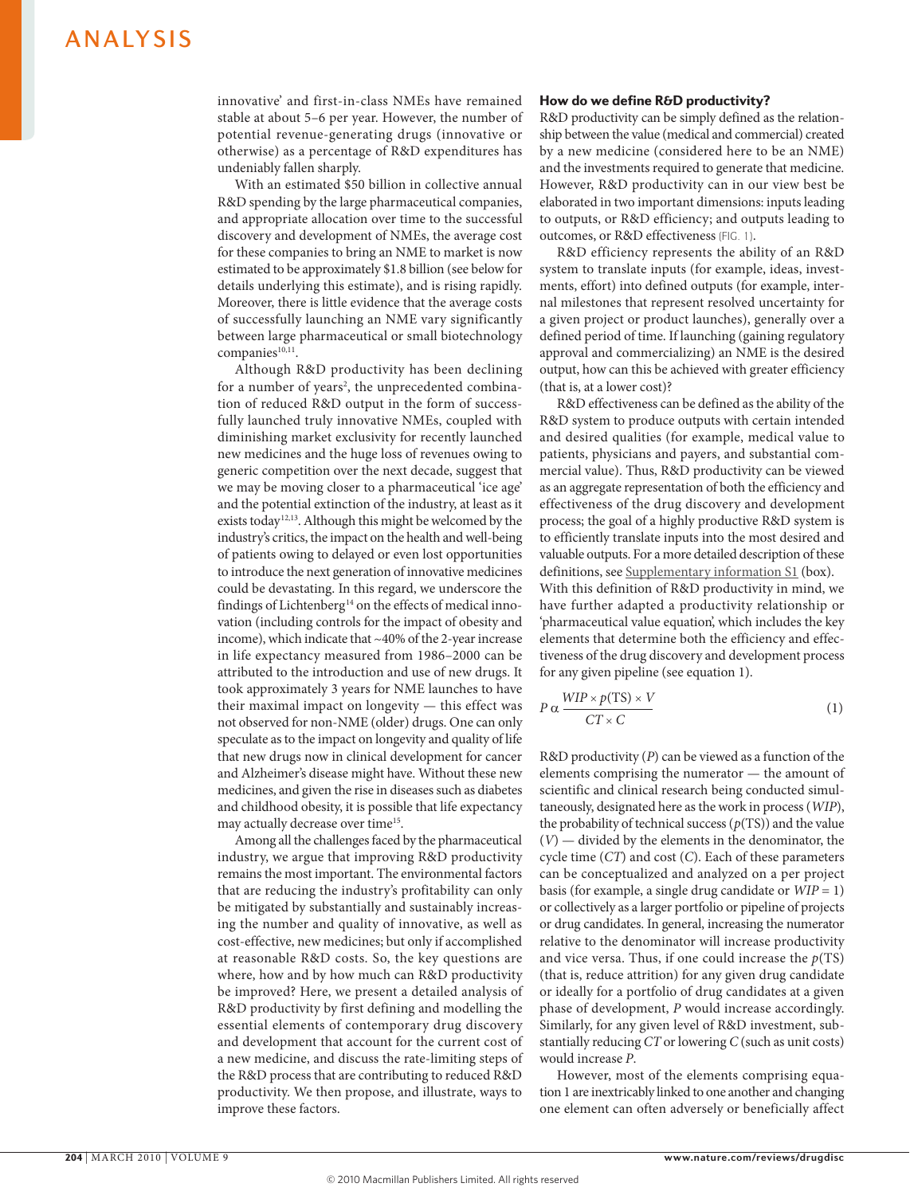innovative' and first-in-class NMEs have remained stable at about 5–6 per year. However, the number of potential revenue-generating drugs (innovative or otherwise) as a percentage of R&D expenditures has undeniably fallen sharply.

With an estimated $50 billion in collective annual R&D spending by the large pharmaceutical companies, and appropriate allocation over time to the successful discovery and development of NMEs, the average cost for these companies to bring an NME to market is now estimated to be approximately $1.8 billion (see below for details underlying this estimate), and is rising rapidly. Moreover, there is little evidence that the average costs of successfully launching an NME vary significantly between large pharmaceutical or small biotechnology companies[10,11].

Although R&D productivity has been declining for a number of years[2], the unprecedented combination of reduced R&D output in the form of successfully launched truly innovative NMEs, coupled with diminishing market exclusivity for recently launched new medicines and the huge loss of revenues owing to generic competition over the next decade, suggest that we may be moving closer to a pharmaceutical 'ice age' and the potential extinction of the industry, at least as it exists today[12,13]. Although this might be welcomed by the industry's critics, the impact on the health and well-being of patients owing to delayed or even lost opportunities to introduce the next generation of innovative medicines could be devastating. In this regard, we underscore the findings of Lichtenberg[14] on the effects of medical innovation (including controls for the impact of obesity and income), which indicate that ~40% of the 2-year increase in life expectancy measured from 1986–2000 can be attributed to the introduction and use of new drugs. It took approximately 3 years for NME launches to have their maximal impact on longevity — this effect was not observed for non-NME (older) drugs. One can only speculate as to the impact on longevity and quality of life that new drugs now in clinical development for cancer and Alzheimer's disease might have. Without these new medicines, and given the rise in diseases such as diabetes and childhood obesity, it is possible that life expectancy may actually decrease over time[15].

Among all the challenges faced by the pharmaceutical industry, we argue that improving R&D productivity remains the most important. The environmental factors that are reducing the industry's profitability can only be mitigated by substantially and sustainably increasing the number and quality of innovative, as well as cost-effective, new medicines; but only if accomplished at reasonable R&D costs. So, the key questions are where, how and by how much can R&D productivity be improved? Here, we present a detailed analysis of R&D productivity by first defining and modelling the essential elements of contemporary drug discovery and development that account for the current cost of a new medicine, and discuss the rate-limiting steps of the R&D process that are contributing to reduced R&D productivity. We then propose, and illustrate, ways to improve these factors.

### How do we define R&D productivity?

R&D productivity can be simply defined as the relationship between the value (medical and commercial) created by a new medicine (considered here to be an NME) and the investments required to generate that medicine. However, R&D productivity can in our view best be elaborated in two important dimensions: inputs leading to outputs, or R&D efficiency; and outputs leading to outcomes, or R&D effectiveness (FIG. 1).

R&D efficiency represents the ability of an R&D system to translate inputs (for example, ideas, investments, effort) into defined outputs (for example, internal milestones that represent resolved uncertainty for a given project or product launches), generally over a defined period of time. If launching (gaining regulatory approval and commercializing) an NME is the desired output, how can this be achieved with greater efficiency (that is, at a lower cost)?

R&D effectiveness can be defined as the ability of the R&D system to produce outputs with certain intended and desired qualities (for example, medical value to patients, physicians and payers, and substantial commercial value). Thus, R&D productivity can be viewed as an aggregate representation of both the efficiency and effectiveness of the drug discovery and development process; the goal of a highly productive R&D system is to efficiently translate inputs into the most desired and valuable outputs. For a more detailed description of these definitions, see Supplementary information S1 (box). With this definition of R&D productivity in mind, we have further adapted a productivity relationship or 'pharmaceutical value equation', which includes the key elements that determine both the efficiency and effectiveness of the drug discovery and development process for any given pipeline (see equation 1).

$$P \propto \frac{WIP \times p(\mathrm{TS}) \times V}{CT \times C} \qquad (1)$$

R&D productivity ($P$) can be viewed as a function of the elements comprising the numerator — the amount of scientific and clinical research being conducted simultaneously, designated here as the work in process ($WIP$), the probability of technical success ($p(\mathrm{TS})$) and the value ($V$) — divided by the elements in the denominator, the cycle time ($CT$) and cost ($C$). Each of these parameters can be conceptualized and analyzed on a per project basis (for example, a single drug candidate or $WIP = 1$) or collectively as a larger portfolio or pipeline of projects or drug candidates. In general, increasing the numerator relative to the denominator will increase productivity and vice versa. Thus, if one could increase the $p(\mathrm{TS})$ (that is, reduce attrition) for any given drug candidate or ideally for a portfolio of drug candidates at a given phase of development, $P$ would increase accordingly. Similarly, for any given level of R&D investment, substantially reducing $CT$ or lowering $C$ (such as unit costs) would increase $P$.

However, most of the elements comprising equation 1 are inextricably linked to one another and changing one element can often adversely or beneficially affect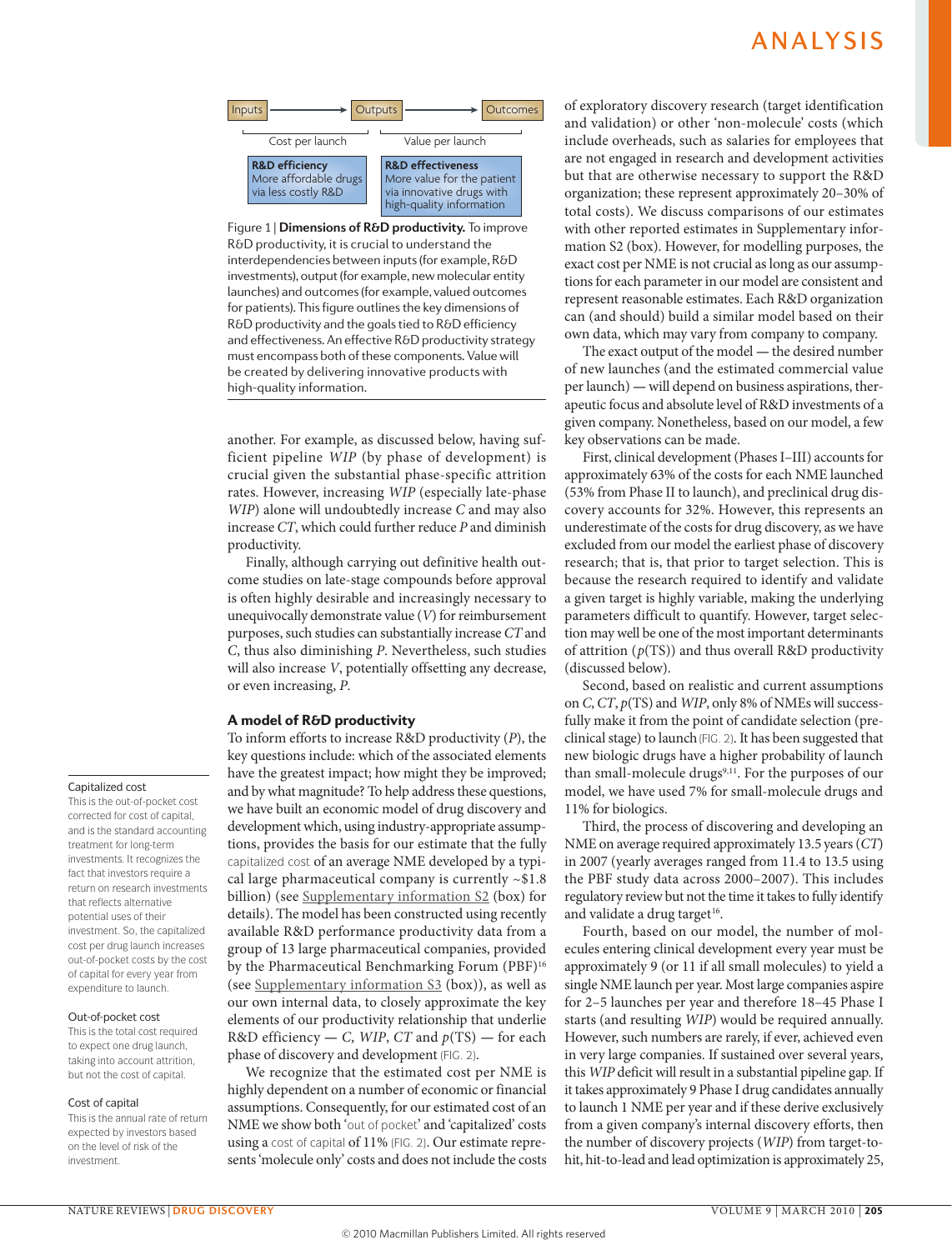Inputs → Outputs → Outcomes

Cost per launch | Value per launch

**R&D efficiency**
More affordable drugs via less costly R&D

**R&D effectiveness**
More value for the patient via innovative drugs with high-quality information

Figure 1 | **Dimensions of R&D productivity.** To improve R&D productivity, it is crucial to understand the interdependencies between inputs (for example, R&D investments), output (for example, new molecular entity launches) and outcomes (for example, valued outcomes for patients). This figure outlines the key dimensions of R&D productivity and the goals tied to R&D efficiency and effectiveness. An effective R&D productivity strategy must encompass both of these components. Value will be created by delivering innovative products with high-quality information.

another. For example, as discussed below, having sufficient pipeline *WIP* (by phase of development) is crucial given the substantial phase-specific attrition rates. However, increasing *WIP* (especially late-phase *WIP*) alone will undoubtedly increase *C* and may also increase *CT*, which could further reduce *P* and diminish productivity.

Finally, although carrying out definitive health outcome studies on late-stage compounds before approval is often highly desirable and increasingly necessary to unequivocally demonstrate value (*V*) for reimbursement purposes, such studies can substantially increase *CT* and *C*, thus also diminishing *P*. Nevertheless, such studies will also increase *V*, potentially offsetting any decrease, or even increasing, *P*.

### A model of R&D productivity

To inform efforts to increase R&D productivity (*P*), the key questions include: which of the associated elements have the greatest impact; how might they be improved; and by what magnitude? To help address these questions, we have built an economic model of drug discovery and development which, using industry-appropriate assumptions, provides the basis for our estimate that the fully capitalized cost of an average NME developed by a typical large pharmaceutical company is currently ~$1.8 billion) (see Supplementary information S2 (box) for details). The model has been constructed using recently available R&D performance productivity data from a group of 13 large pharmaceutical companies, provided by the Pharmaceutical Benchmarking Forum (PBF)[16] (see Supplementary information S3 (box)), as well as our own internal data, to closely approximate the key elements of our productivity relationship that underlie R&D efficiency — *C*, *WIP*, *CT* and *p*(TS) — for each phase of discovery and development (FIG. 2).

We recognize that the estimated cost per NME is highly dependent on a number of economic or financial assumptions. Consequently, for our estimated cost of an NME we show both 'out of pocket' and 'capitalized' costs using a cost of capital of 11% (FIG. 2). Our estimate represents 'molecule only' costs and does not include the costs of exploratory discovery research (target identification and validation) or other 'non-molecule' costs (which include overheads, such as salaries for employees that are not engaged in research and development activities but that are otherwise necessary to support the R&D organization; these represent approximately 20–30% of total costs). We discuss comparisons of our estimates with other reported estimates in Supplementary information S2 (box). However, for modelling purposes, the exact cost per NME is not crucial as long as our assumptions for each parameter in our model are consistent and represent reasonable estimates. Each R&D organization can (and should) build a similar model based on their own data, which may vary from company to company.

The exact output of the model — the desired number of new launches (and the estimated commercial value per launch) — will depend on business aspirations, therapeutic focus and absolute level of R&D investments of a given company. Nonetheless, based on our model, a few key observations can be made.

First, clinical development (Phases I–III) accounts for approximately 63% of the costs for each NME launched (53% from Phase II to launch), and preclinical drug discovery accounts for 32%. However, this represents an underestimate of the costs for drug discovery, as we have excluded from our model the earliest phase of discovery research; that is, that prior to target selection. This is because the research required to identify and validate a given target is highly variable, making the underlying parameters difficult to quantify. However, target selection may well be one of the most important determinants of attrition (*p*(TS)) and thus overall R&D productivity (discussed below).

Second, based on realistic and current assumptions on *C*, *CT*, *p*(TS) and *WIP*, only 8% of NMEs will successfully make it from the point of candidate selection (preclinical stage) to launch (FIG. 2). It has been suggested that new biologic drugs have a higher probability of launch than small-molecule drugs[9,11]. For the purposes of our model, we have used 7% for small-molecule drugs and 11% for biologics.

Third, the process of discovering and developing an NME on average required approximately 13.5 years (*CT*) in 2007 (yearly averages ranged from 11.4 to 13.5 using the PBF study data across 2000–2007). This includes regulatory review but not the time it takes to fully identify and validate a drug target[16].

Fourth, based on our model, the number of molecules entering clinical development every year must be approximately 9 (or 11 if all small molecules) to yield a single NME launch per year. Most large companies aspire for 2–5 launches per year and therefore 18–45 Phase I starts (and resulting *WIP*) would be required annually. However, such numbers are rarely, if ever, achieved even in very large companies. If sustained over several years, this *WIP* deficit will result in a substantial pipeline gap. If it takes approximately 9 Phase I drug candidates annually to launch 1 NME per year and if these derive exclusively from a given company's internal discovery efforts, then the number of discovery projects (*WIP*) from target-to-hit, hit-to-lead and lead optimization is approximately 25,

**Capitalized cost**
This is the out-of-pocket cost corrected for cost of capital, and is the standard accounting treatment for long-term investments. It recognizes the fact that investors require a return on research investments that reflects alternative potential uses of their investment. So, the capitalized cost per drug launch increases out-of-pocket costs by the cost of capital for every year from expenditure to launch.

**Out-of-pocket cost**
This is the total cost required to expect one drug launch, taking into account attrition, but not the cost of capital.

**Cost of capital**
This is the annual rate of return expected by investors based on the level of risk of the investment.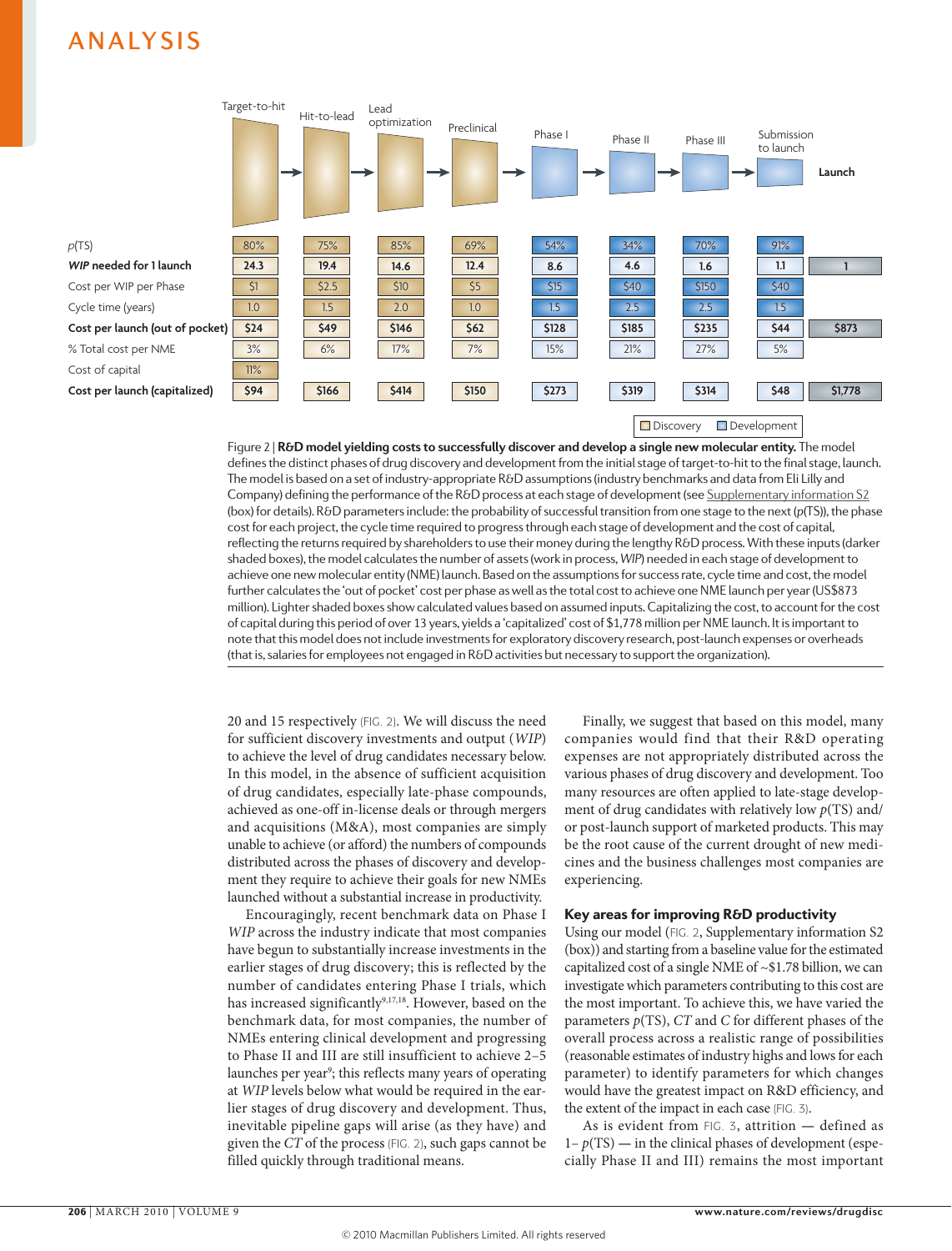| | Target-to-hit | Hit-to-lead | Lead optimization | Preclinical | Phase I | Phase II | Phase III | Submission to launch | Launch |
|---|---|---|---|---|---|---|---|---|---|
| *p*(TS) | 80% | 75% | 85% | 69% | 54% | 34% | 70% | 91% | |
| ***WIP* needed for 1 launch** | 24.3 | 19.4 | 14.6 | 12.4 | 8.6 | 4.6 | 1.6 | 1.1 | 1 |
| Cost per WIP per Phase | $1 | $2.5 | $10 | $5 | $15 | $40 | $150 | $40 | |
| Cycle time (years) | 1.0 | 1.5 | 2.0 | 1.0 | 1.5 | 2.5 | 2.5 | 1.5 | |
| **Cost per launch (out of pocket)** | $24 | $49 | $146 | $62 | $128 | $185 | $235 | $44 | $873 |
| % Total cost per NME | 3% | 6% | 17% | 7% | 15% | 21% | 27% | 5% | |
| Cost of capital | 11% | | | | | | | | |
| **Cost per launch (capitalized)** | $94 | $166 | $414 | $150 | $273 | $319 | $314 | $48 | $1,778 |

Discovery: Target-to-hit to Preclinical; Development: Phase I to Submission to launch

Figure 2 | **R&D model yielding costs to successfully discover and develop a single new molecular entity.** The model defines the distinct phases of drug discovery and development from the initial stage of target-to-hit to the final stage, launch. The model is based on a set of industry-appropriate R&D assumptions (industry benchmarks and data from Eli Lilly and Company) defining the performance of the R&D process at each stage of development (see Supplementary information S2 (box) for details). R&D parameters include: the probability of successful transition from one stage to the next (*p*(TS)), the phase cost for each project, the cycle time required to progress through each stage of development and the cost of capital, reflecting the returns required by shareholders to use their money during the lengthy R&D process. With these inputs (darker shaded boxes), the model calculates the number of assets (work in process, *WIP*) needed in each stage of development to achieve one new molecular entity (NME) launch. Based on the assumptions for success rate, cycle time and cost, the model further calculates the 'out of pocket' cost per phase as well as the total cost to achieve one NME launch per year (US$873 million). Lighter shaded boxes show calculated values based on assumed inputs. Capitalizing the cost, to account for the cost of capital during this period of over 13 years, yields a 'capitalized' cost of $1,778 million per NME launch. It is important to note that this model does not include investments for exploratory discovery research, post-launch expenses or overheads (that is, salaries for employees not engaged in R&D activities but necessary to support the organization).

20 and 15 respectively (FIG. 2). We will discuss the need for sufficient discovery investments and output (*WIP*) to achieve the level of drug candidates necessary below. In this model, in the absence of sufficient acquisition of drug candidates, especially late-phase compounds, achieved as one-off in-license deals or through mergers and acquisitions (M&A), most companies are simply unable to achieve (or afford) the numbers of compounds distributed across the phases of discovery and development they require to achieve their goals for new NMEs launched without a substantial increase in productivity.

Encouragingly, recent benchmark data on Phase I *WIP* across the industry indicate that most companies have begun to substantially increase investments in the earlier stages of drug discovery; this is reflected by the number of candidates entering Phase I trials, which has increased significantly[9,17,18]. However, based on the benchmark data, for most companies, the number of NMEs entering clinical development and progressing to Phase II and III are still insufficient to achieve 2–5 launches per year[9]; this reflects many years of operating at *WIP* levels below what would be required in the earlier stages of drug discovery and development. Thus, inevitable pipeline gaps will arise (as they have) and given the *CT* of the process (FIG. 2), such gaps cannot be filled quickly through traditional means.

Finally, we suggest that based on this model, many companies would find that their R&D operating expenses are not appropriately distributed across the various phases of drug discovery and development. Too many resources are often applied to late-stage development of drug candidates with relatively low *p*(TS) and/or post-launch support of marketed products. This may be the root cause of the current drought of new medicines and the business challenges most companies are experiencing.

## Key areas for improving R&D productivity

Using our model (FIG. 2, Supplementary information S2 (box)) and starting from a baseline value for the estimated capitalized cost of a single NME of ~$1.78 billion, we can investigate which parameters contributing to this cost are the most important. To achieve this, we have varied the parameters *p*(TS), *CT* and *C* for different phases of the overall process across a realistic range of possibilities (reasonable estimates of industry highs and lows for each parameter) to identify parameters for which changes would have the greatest impact on R&D efficiency, and the extent of the impact in each case (FIG. 3).

As is evident from FIG. 3, attrition — defined as 1– *p*(TS) — in the clinical phases of development (especially Phase II and III) remains the most important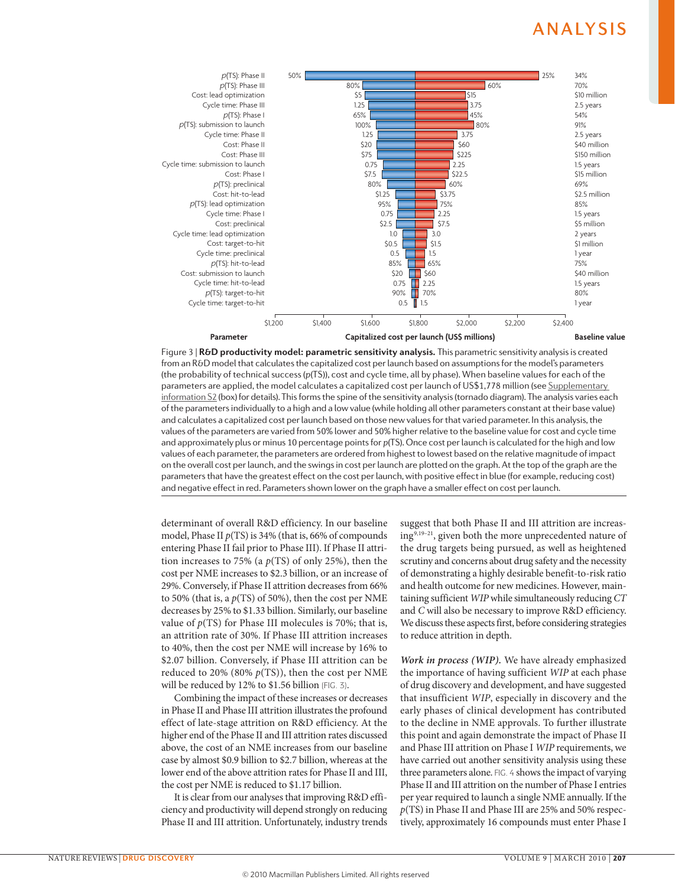| Parameter | Blue (lower cost per launch) | Red (higher cost per launch) | Baseline value |
|---|---|---|---|
| $p$(TS): Phase II | 50% | 25% | 34% |
| $p$(TS): Phase III | 80% | 60% | 70% |
| Cost: lead optimization | $5 | $15 | $10 million |
| Cycle time: Phase III | 1.25 | 3.75 | 2.5 years |
| $p$(TS): Phase I | 65% | 45% | 54% |
| $p$(TS): submission to launch | 100% | 80% | 91% |
| Cycle time: Phase II | 1.25 | 3.75 | 2.5 years |
| Cost: Phase II | $20 | $60 | $40 million |
| Cost: Phase III | $75 | $225 | $150 million |
| Cycle time: submission to launch | 0.75 | 2.25 | 1.5 years |
| Cost: Phase I | $7.5 | $22.5 | $15 million |
| $p$(TS): preclinical | 80% | 60% | 69% |
| Cost: hit-to-lead | $1.25 | $3.75 | $2.5 million |
| $p$(TS): lead optimization | 95% | 75% | 85% |
| Cycle time: Phase I | 0.75 | 2.25 | 1.5 years |
| Cost: preclinical | $2.5 | $7.5 | $5 million |
| Cycle time: lead optimization | 1.0 | 3.0 | 2 years |
| Cost: target-to-hit | $0.5 | $1.5 | $1 million |
| Cycle time: preclinical | 0.5 | 1.5 | 1 year |
| $p$(TS): hit-to-lead | 85% | 65% | 75% |
| Cost: submission to launch | $20 | $60 | $40 million |
| Cycle time: hit-to-lead | 0.75 | 2.25 | 1.5 years |
| $p$(TS): target-to-hit | 90% | 70% | 80% |
| Cycle time: target-to-hit | 0.5 | 1.5 | 1 year |

Capitalized cost per launch (US$ millions): $1,200 – $2,400

Figure 3 | **R&D productivity model: parametric sensitivity analysis.** This parametric sensitivity analysis is created from an R&D model that calculates the capitalized cost per launch based on assumptions for the model's parameters (the probability of technical success ($p$(TS)), cost and cycle time, all by phase). When baseline values for each of the parameters are applied, the model calculates a capitalized cost per launch of US$1,778 million (see Supplementary information S2 (box) for details). This forms the spine of the sensitivity analysis (tornado diagram). The analysis varies each of the parameters individually to a high and a low value (while holding all other parameters constant at their base value) and calculates a capitalized cost per launch based on those new values for that varied parameter. In this analysis, the values of the parameters are varied from 50% lower and 50% higher relative to the baseline value for cost and cycle time and approximately plus or minus 10 percentage points for $p$(TS). Once cost per launch is calculated for the high and low values of each parameter, the parameters are ordered from highest to lowest based on the relative magnitude of impact on the overall cost per launch, and the swings in cost per launch are plotted on the graph. At the top of the graph are the parameters that have the greatest effect on the cost per launch, with positive effect in blue (for example, reducing cost) and negative effect in red. Parameters shown lower on the graph have a smaller effect on cost per launch.

determinant of overall R&D efficiency. In our baseline model, Phase II $p$(TS) is 34% (that is, 66% of compounds entering Phase II fail prior to Phase III). If Phase II attrition increases to 75% (a $p$(TS) of only 25%), then the cost per NME increases to $2.3 billion, or an increase of 29%. Conversely, if Phase II attrition decreases from 66% to 50% (that is, a $p$(TS) of 50%), then the cost per NME decreases by 25% to $1.33 billion. Similarly, our baseline value of $p$(TS) for Phase III molecules is 70%; that is, an attrition rate of 30%. If Phase III attrition increases to 40%, then the cost per NME will increase by 16% to $2.07 billion. Conversely, if Phase III attrition can be reduced to 20% (80% $p$(TS)), then the cost per NME will be reduced by 12% to $1.56 billion (FIG. 3).

Combining the impact of these increases or decreases in Phase II and Phase III attrition illustrates the profound effect of late-stage attrition on R&D efficiency. At the higher end of the Phase II and III attrition rates discussed above, the cost of an NME increases from our baseline case by almost $0.9 billion to $2.7 billion, whereas at the lower end of the above attrition rates for Phase II and III, the cost per NME is reduced to $1.17 billion.

It is clear from our analyses that improving R&D efficiency and productivity will depend strongly on reducing Phase II and III attrition. Unfortunately, industry trends suggest that both Phase II and III attrition are increasing[9,19–21], given both the more unprecedented nature of the drug targets being pursued, as well as heightened scrutiny and concerns about drug safety and the necessity of demonstrating a highly desirable benefit-to-risk ratio and health outcome for new medicines. However, maintaining sufficient *WIP* while simultaneously reducing *CT* and *C* will also be necessary to improve R&D efficiency. We discuss these aspects first, before considering strategies to reduce attrition in depth.

***Work in process (WIP).*** We have already emphasized the importance of having sufficient *WIP* at each phase of drug discovery and development, and have suggested that insufficient *WIP*, especially in discovery and the early phases of clinical development has contributed to the decline in NME approvals. To further illustrate this point and again demonstrate the impact of Phase II and Phase III attrition on Phase I *WIP* requirements, we have carried out another sensitivity analysis using these three parameters alone. FIG. 4 shows the impact of varying Phase II and III attrition on the number of Phase I entries per year required to launch a single NME annually. If the $p$(TS) in Phase II and Phase III are 25% and 50% respectively, approximately 16 compounds must enter Phase I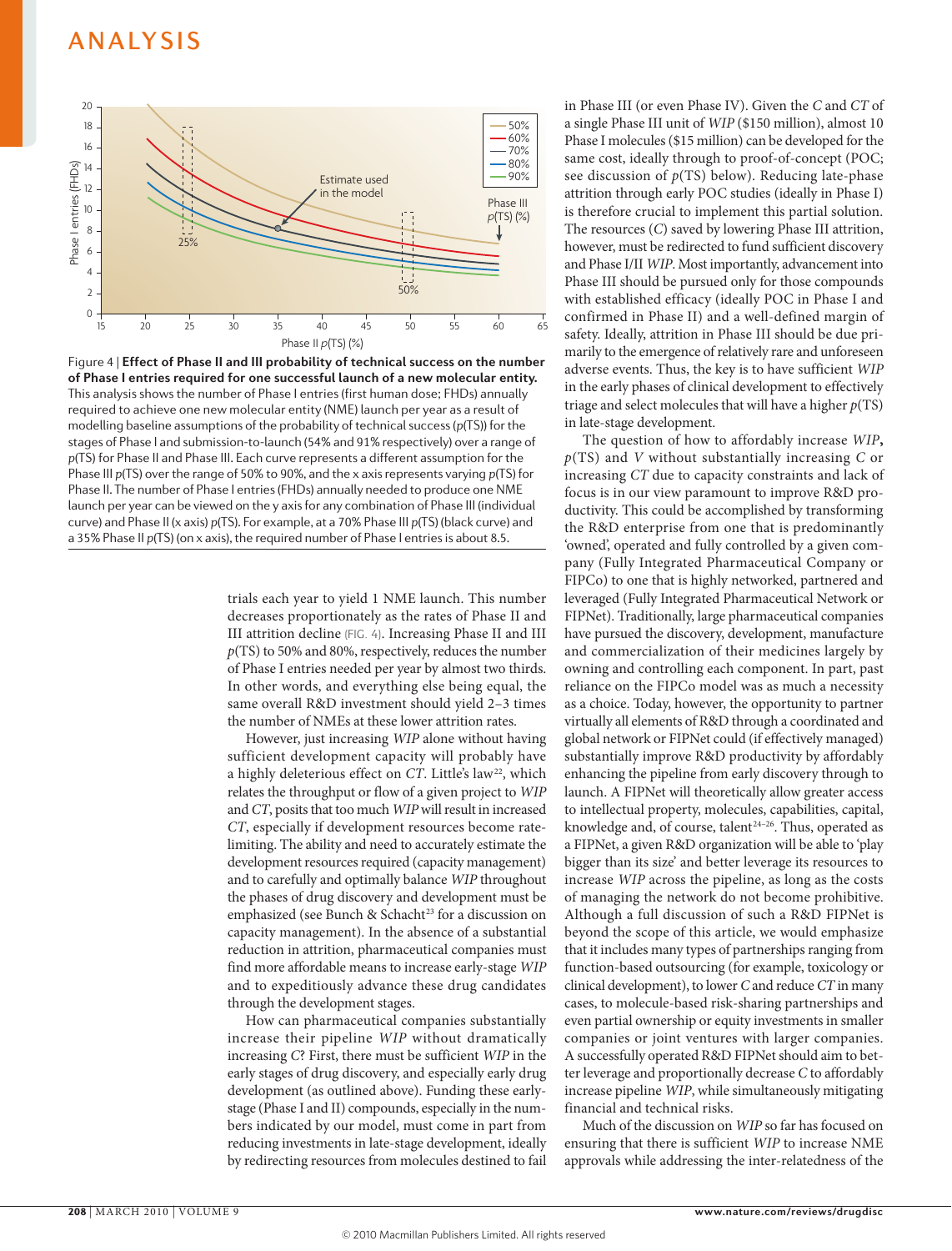20
18
16
14
12
10
8
6
4
2
0
Phase I entries (FHDs)
15 20 25 30 35 40 45 50 55 60 65
Phase II $p$(TS) (%)
25%
50%
Estimate used in the model
50%
60%
70%
80%
90%
Phase III $p$(TS) (%)

Figure 4 | **Effect of Phase II and III probability of technical success on the number of Phase I entries required for one successful launch of a new molecular entity.** This analysis shows the number of Phase I entries (first human dose; FHDs) annually required to achieve one new molecular entity (NME) launch per year as a result of modelling baseline assumptions of the probability of technical success ($p$(TS)) for the stages of Phase I and submission-to-launch (54% and 91% respectively) over a range of $p$(TS) for Phase II and Phase III. Each curve represents a different assumption for the Phase III $p$(TS) over the range of 50% to 90%, and the x axis represents varying $p$(TS) for Phase II. The number of Phase I entries (FHDs) annually needed to produce one NME launch per year can be viewed on the y axis for any combination of Phase III (individual curve) and Phase II (x axis) $p$(TS). For example, at a 70% Phase III $p$(TS) (black curve) and a 35% Phase II $p$(TS) (on x axis), the required number of Phase I entries is about 8.5.

trials each year to yield 1 NME launch. This number decreases proportionately as the rates of Phase II and III attrition decline (FIG. 4). Increasing Phase II and III $p$(TS) to 50% and 80%, respectively, reduces the number of Phase I entries needed per year by almost two thirds. In other words, and everything else being equal, the same overall R&D investment should yield 2–3 times the number of NMEs at these lower attrition rates.

However, just increasing *WIP* alone without having sufficient development capacity will probably have a highly deleterious effect on *CT*. Little's law[22], which relates the throughput or flow of a given project to *WIP* and *CT*, posits that too much *WIP* will result in increased *CT*, especially if development resources become rate-limiting. The ability and need to accurately estimate the development resources required (capacity management) and to carefully and optimally balance *WIP* throughout the phases of drug discovery and development must be emphasized (see Bunch & Schacht[23] for a discussion on capacity management). In the absence of a substantial reduction in attrition, pharmaceutical companies must find more affordable means to increase early-stage *WIP* and to expeditiously advance these drug candidates through the development stages.

How can pharmaceutical companies substantially increase their pipeline *WIP* without dramatically increasing *C*? First, there must be sufficient *WIP* in the early stages of drug discovery, and especially early drug development (as outlined above). Funding these early-stage (Phase I and II) compounds, especially in the numbers indicated by our model, must come in part from reducing investments in late-stage development, ideally by redirecting resources from molecules destined to fail in Phase III (or even Phase IV). Given the *C* and *CT* of a single Phase III unit of *WIP* ($150 million), almost 10 Phase I molecules ($15 million) can be developed for the same cost, ideally through to proof-of-concept (POC; see discussion of $p$(TS) below). Reducing late-phase attrition through early POC studies (ideally in Phase I) is therefore crucial to implement this partial solution. The resources (*C*) saved by lowering Phase III attrition, however, must be redirected to fund sufficient discovery and Phase I/II *WIP*. Most importantly, advancement into Phase III should be pursued only for those compounds with established efficacy (ideally POC in Phase I and confirmed in Phase II) and a well-defined margin of safety. Ideally, attrition in Phase III should be due primarily to the emergence of relatively rare and unforeseen adverse events. Thus, the key is to have sufficient *WIP* in the early phases of clinical development to effectively triage and select molecules that will have a higher $p$(TS) in late-stage development.

The question of how to affordably increase *WIP*, $p$(TS) and *V* without substantially increasing *C* or increasing *CT* due to capacity constraints and lack of focus is in our view paramount to improve R&D productivity. This could be accomplished by transforming the R&D enterprise from one that is predominantly 'owned', operated and fully controlled by a given company (Fully Integrated Pharmaceutical Company or FIPCo) to one that is highly networked, partnered and leveraged (Fully Integrated Pharmaceutical Network or FIPNet). Traditionally, large pharmaceutical companies have pursued the discovery, development, manufacture and commercialization of their medicines largely by owning and controlling each component. In part, past reliance on the FIPCo model was as much a necessity as a choice. Today, however, the opportunity to partner virtually all elements of R&D through a coordinated and global network or FIPNet could (if effectively managed) substantially improve R&D productivity by affordably enhancing the pipeline from early discovery through to launch. A FIPNet will theoretically allow greater access to intellectual property, molecules, capabilities, capital, knowledge and, of course, talent[24–26]. Thus, operated as a FIPNet, a given R&D organization will be able to 'play bigger than its size' and better leverage its resources to increase *WIP* across the pipeline, as long as the costs of managing the network do not become prohibitive. Although a full discussion of such a R&D FIPNet is beyond the scope of this article, we would emphasize that it includes many types of partnerships ranging from function-based outsourcing (for example, toxicology or clinical development), to lower *C* and reduce *CT* in many cases, to molecule-based risk-sharing partnerships and even partial ownership or equity investments in smaller companies or joint ventures with larger companies. A successfully operated R&D FIPNet should aim to better leverage and proportionally decrease *C* to affordably increase pipeline *WIP*, while simultaneously mitigating financial and technical risks.

Much of the discussion on *WIP* so far has focused on ensuring that there is sufficient *WIP* to increase NME approvals while addressing the inter-relatedness of the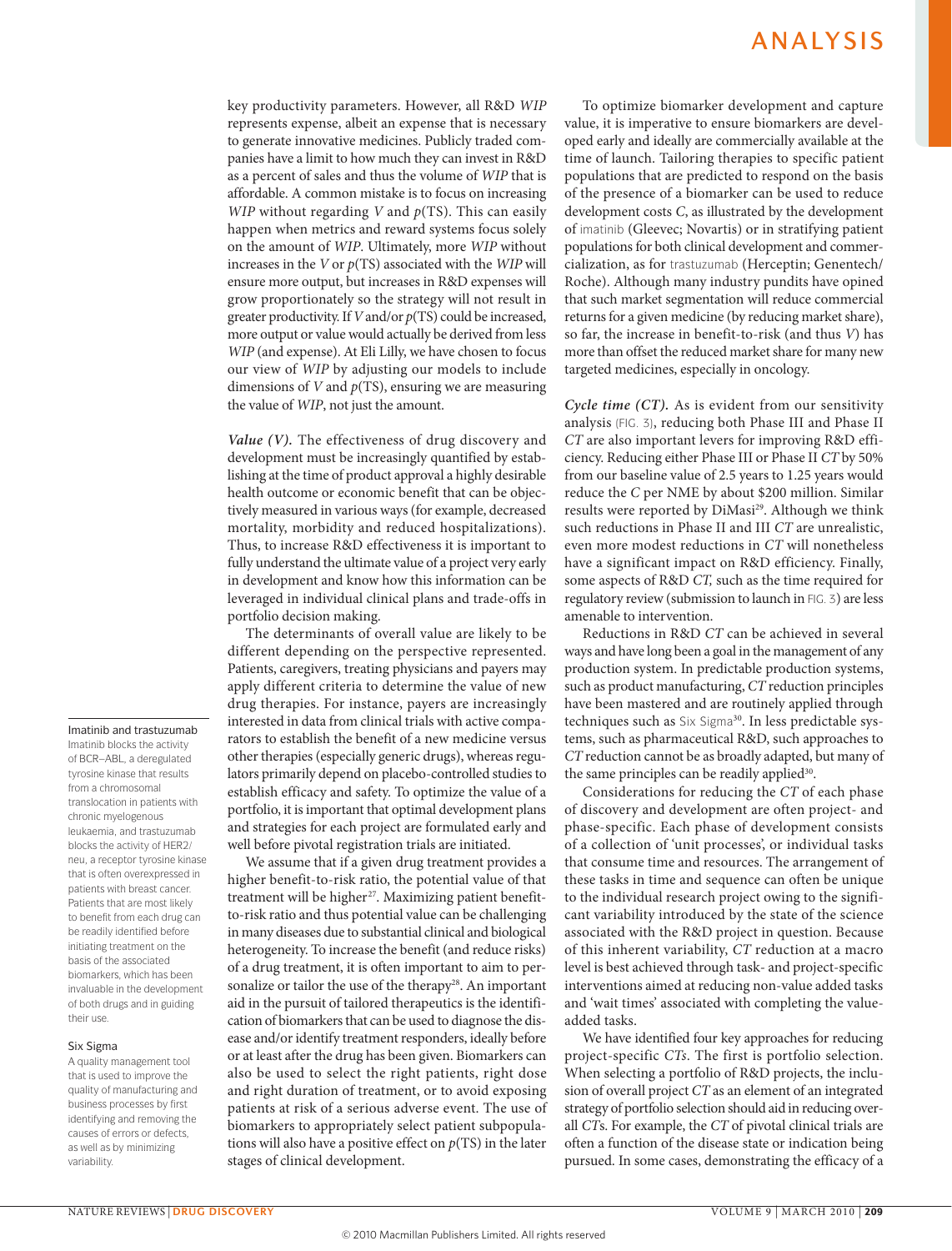key productivity parameters. However, all R&D *WIP* represents expense, albeit an expense that is necessary to generate innovative medicines. Publicly traded companies have a limit to how much they can invest in R&D as a percent of sales and thus the volume of *WIP* that is affordable. A common mistake is to focus on increasing *WIP* without regarding *V* and *p*(TS). This can easily happen when metrics and reward systems focus solely on the amount of *WIP*. Ultimately, more *WIP* without increases in the *V* or *p*(TS) associated with the *WIP* will ensure more output, but increases in R&D expenses will grow proportionately so the strategy will not result in greater productivity. If *V* and/or *p*(TS) could be increased, more output or value would actually be derived from less *WIP* (and expense). At Eli Lilly, we have chosen to focus our view of *WIP* by adjusting our models to include dimensions of *V* and *p*(TS), ensuring we are measuring the value of *WIP*, not just the amount.

***Value (V).*** The effectiveness of drug discovery and development must be increasingly quantified by establishing at the time of product approval a highly desirable health outcome or economic benefit that can be objectively measured in various ways (for example, decreased mortality, morbidity and reduced hospitalizations). Thus, to increase R&D effectiveness it is important to fully understand the ultimate value of a project very early in development and know how this information can be leveraged in individual clinical plans and trade-offs in portfolio decision making.

The determinants of overall value are likely to be different depending on the perspective represented. Patients, caregivers, treating physicians and payers may apply different criteria to determine the value of new drug therapies. For instance, payers are increasingly interested in data from clinical trials with active comparators to establish the benefit of a new medicine versus other therapies (especially generic drugs), whereas regulators primarily depend on placebo-controlled studies to establish efficacy and safety. To optimize the value of a portfolio, it is important that optimal development plans and strategies for each project are formulated early and well before pivotal registration trials are initiated.

We assume that if a given drug treatment provides a higher benefit-to-risk ratio, the potential value of that treatment will be higher[27]. Maximizing patient benefit-to-risk ratio and thus potential value can be challenging in many diseases due to substantial clinical and biological heterogeneity. To increase the benefit (and reduce risks) of a drug treatment, it is often important to aim to personalize or tailor the use of the therapy[28]. An important aid in the pursuit of tailored therapeutics is the identification of biomarkers that can be used to diagnose the disease and/or identify treatment responders, ideally before or at least after the drug has been given. Biomarkers can also be used to select the right patients, right dose and right duration of treatment, or to avoid exposing patients at risk of a serious adverse event. The use of biomarkers to appropriately select patient subpopulations will also have a positive effect on *p*(TS) in the later stages of clinical development.

**Imatinib and trastuzumab**
Imatinib blocks the activity of BCR–ABL, a deregulated tyrosine kinase that results from a chromosomal translocation in patients with chronic myelogenous leukaemia, and trastuzumab blocks the activity of HER2/neu, a receptor tyrosine kinase that is often overexpressed in patients with breast cancer. Patients that are most likely to benefit from each drug can be readily identified before initiating treatment on the basis of the associated biomarkers, which has been invaluable in the development of both drugs and in guiding their use.

**Six Sigma**
A quality management tool that is used to improve the quality of manufacturing and business processes by first identifying and removing the causes of errors or defects, as well as by minimizing variability.

To optimize biomarker development and capture value, it is imperative to ensure biomarkers are developed early and ideally are commercially available at the time of launch. Tailoring therapies to specific patient populations that are predicted to respond on the basis of the presence of a biomarker can be used to reduce development costs *C*, as illustrated by the development of imatinib (Gleevec; Novartis) or in stratifying patient populations for both clinical development and commercialization, as for trastuzumab (Herceptin; Genentech/Roche). Although many industry pundits have opined that such market segmentation will reduce commercial returns for a given medicine (by reducing market share), so far, the increase in benefit-to-risk (and thus *V*) has more than offset the reduced market share for many new targeted medicines, especially in oncology.

***Cycle time (CT).*** As is evident from our sensitivity analysis (FIG. 3), reducing both Phase III and Phase II *CT* are also important levers for improving R&D efficiency. Reducing either Phase III or Phase II *CT* by 50% from our baseline value of 2.5 years to 1.25 years would reduce the *C* per NME by about $200 million. Similar results were reported by DiMasi[29]. Although we think such reductions in Phase II and III *CT* are unrealistic, even more modest reductions in *CT* will nonetheless have a significant impact on R&D efficiency. Finally, some aspects of R&D *CT,* such as the time required for regulatory review (submission to launch in FIG. 3) are less amenable to intervention.

Reductions in R&D *CT* can be achieved in several ways and have long been a goal in the management of any production system. In predictable production systems, such as product manufacturing, *CT* reduction principles have been mastered and are routinely applied through techniques such as Six Sigma[30]. In less predictable systems, such as pharmaceutical R&D, such approaches to *CT* reduction cannot be as broadly adapted, but many of the same principles can be readily applied[30].

Considerations for reducing the *CT* of each phase of discovery and development are often project- and phase-specific. Each phase of development consists of a collection of 'unit processes', or individual tasks that consume time and resources. The arrangement of these tasks in time and sequence can often be unique to the individual research project owing to the significant variability introduced by the state of the science associated with the R&D project in question. Because of this inherent variability, *CT* reduction at a macro level is best achieved through task- and project-specific interventions aimed at reducing non-value added tasks and 'wait times' associated with completing the value-added tasks.

We have identified four key approaches for reducing project-specific *CTs*. The first is portfolio selection. When selecting a portfolio of R&D projects, the inclusion of overall project *CT* as an element of an integrated strategy of portfolio selection should aid in reducing overall *CTs*. For example, the *CT* of pivotal clinical trials are often a function of the disease state or indication being pursued. In some cases, demonstrating the efficacy of a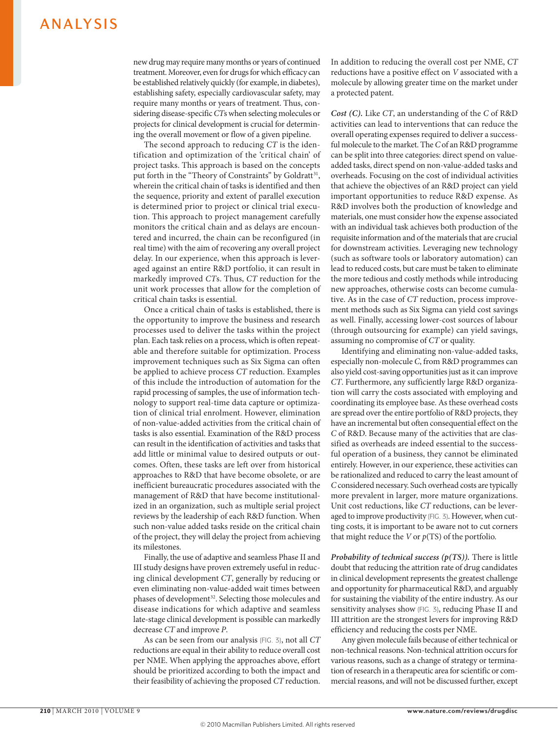new drug may require many months or years of continued treatment. Moreover, even for drugs for which efficacy can be established relatively quickly (for example, in diabetes), establishing safety, especially cardiovascular safety, may require many months or years of treatment. Thus, considering disease-specific *CT*s when selecting molecules or projects for clinical development is crucial for determining the overall movement or flow of a given pipeline.

The second approach to reducing *CT* is the identification and optimization of the 'critical chain' of project tasks. This approach is based on the concepts put forth in the "Theory of Constraints" by Goldratt[31], wherein the critical chain of tasks is identified and then the sequence, priority and extent of parallel execution is determined prior to project or clinical trial execution. This approach to project management carefully monitors the critical chain and as delays are encountered and incurred, the chain can be reconfigured (in real time) with the aim of recovering any overall project delay. In our experience, when this approach is leveraged against an entire R&D portfolio, it can result in markedly improved *CT*s. Thus, *CT* reduction for the unit work processes that allow for the completion of critical chain tasks is essential.

Once a critical chain of tasks is established, there is the opportunity to improve the business and research processes used to deliver the tasks within the project plan. Each task relies on a process, which is often repeatable and therefore suitable for optimization. Process improvement techniques such as Six Sigma can often be applied to achieve process *CT* reduction. Examples of this include the introduction of automation for the rapid processing of samples, the use of information technology to support real-time data capture or optimization of clinical trial enrolment. However, elimination of non-value-added activities from the critical chain of tasks is also essential. Examination of the R&D process can result in the identification of activities and tasks that add little or minimal value to desired outputs or outcomes. Often, these tasks are left over from historical approaches to R&D that have become obsolete, or are inefficient bureaucratic procedures associated with the management of R&D that have become institutionalized in an organization, such as multiple serial project reviews by the leadership of each R&D function. When such non-value added tasks reside on the critical chain of the project, they will delay the project from achieving its milestones.

Finally, the use of adaptive and seamless Phase II and III study designs have proven extremely useful in reducing clinical development *CT*, generally by reducing or even eliminating non-value-added wait times between phases of development[32]. Selecting those molecules and disease indications for which adaptive and seamless late-stage clinical development is possible can markedly decrease *CT* and improve *P*.

As can be seen from our analysis (FIG. 3), not all *CT* reductions are equal in their ability to reduce overall cost per NME. When applying the approaches above, effort should be prioritized according to both the impact and their feasibility of achieving the proposed *CT* reduction. In addition to reducing the overall cost per NME, *CT* reductions have a positive effect on *V* associated with a molecule by allowing greater time on the market under a protected patent.

***Cost (C).*** Like *CT*, an understanding of the *C* of R&D activities can lead to interventions that can reduce the overall operating expenses required to deliver a successful molecule to the market. The *C* of an R&D programme can be split into three categories: direct spend on value-added tasks, direct spend on non-value-added tasks and overheads. Focusing on the cost of individual activities that achieve the objectives of an R&D project can yield important opportunities to reduce R&D expense. As R&D involves both the production of knowledge and materials, one must consider how the expense associated with an individual task achieves both production of the requisite information and of the materials that are crucial for downstream activities. Leveraging new technology (such as software tools or laboratory automation) can lead to reduced costs, but care must be taken to eliminate the more tedious and costly methods while introducing new approaches, otherwise costs can become cumulative. As in the case of *CT* reduction, process improvement methods such as Six Sigma can yield cost savings as well. Finally, accessing lower-cost sources of labour (through outsourcing for example) can yield savings, assuming no compromise of *CT* or quality.

Identifying and eliminating non-value-added tasks, especially non-molecule *C*, from R&D programmes can also yield cost-saving opportunities just as it can improve *CT*. Furthermore, any sufficiently large R&D organization will carry the costs associated with employing and coordinating its employee base. As these overhead costs are spread over the entire portfolio of R&D projects, they have an incremental but often consequential effect on the *C* of R&D. Because many of the activities that are classified as overheads are indeed essential to the successful operation of a business, they cannot be eliminated entirely. However, in our experience, these activities can be rationalized and reduced to carry the least amount of *C* considered necessary. Such overhead costs are typically more prevalent in larger, more mature organizations. Unit cost reductions, like *CT* reductions, can be leveraged to improve productivity (FIG. 3). However, when cutting costs, it is important to be aware not to cut corners that might reduce the *V* or *p*(TS) of the portfolio.

***Probability of technical success (p(TS)).*** There is little doubt that reducing the attrition rate of drug candidates in clinical development represents the greatest challenge and opportunity for pharmaceutical R&D, and arguably for sustaining the viability of the entire industry. As our sensitivity analyses show (FIG. 3), reducing Phase II and III attrition are the strongest levers for improving R&D efficiency and reducing the costs per NME.

Any given molecule fails because of either technical or non-technical reasons. Non-technical attrition occurs for various reasons, such as a change of strategy or termination of research in a therapeutic area for scientific or commercial reasons, and will not be discussed further, except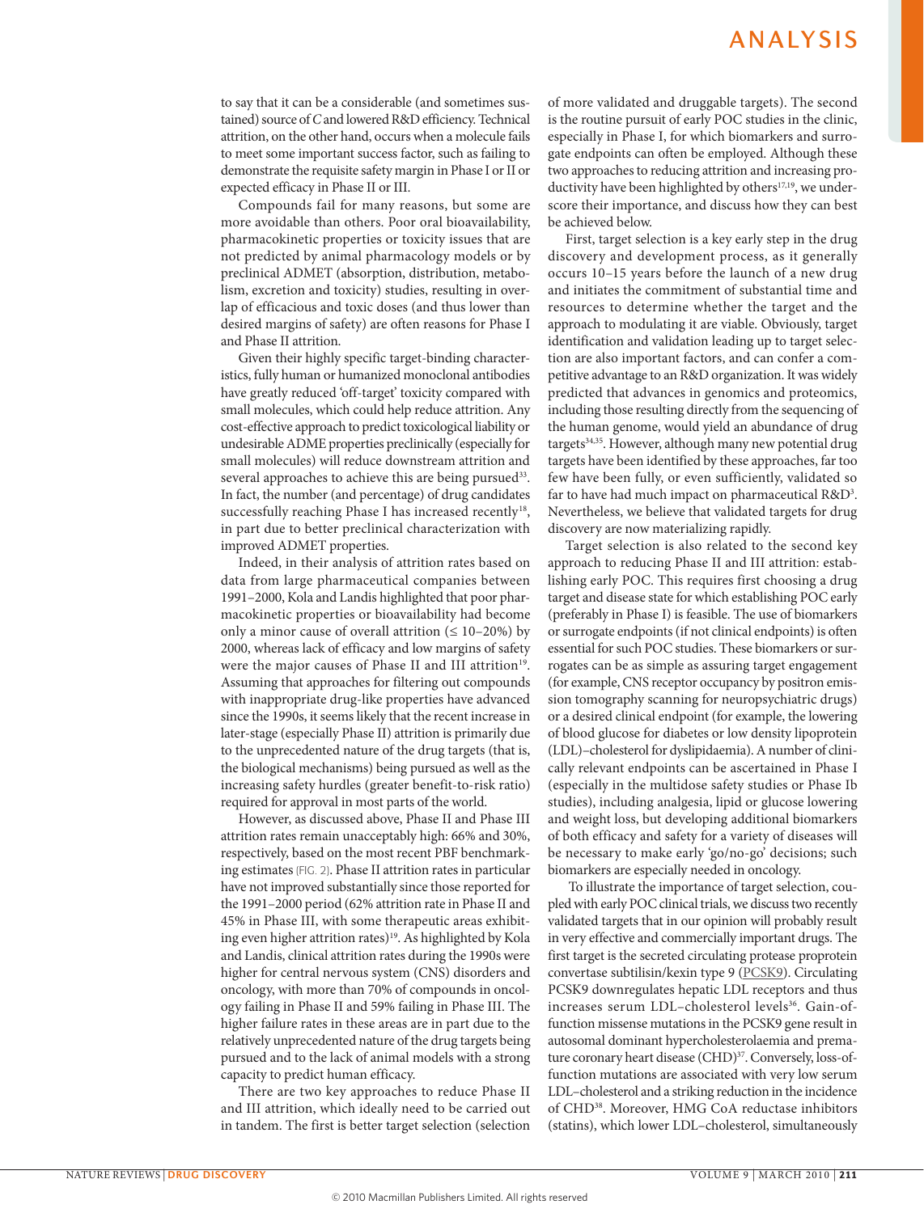to say that it can be a considerable (and sometimes sustained) source of *C* and lowered R&D efficiency. Technical attrition, on the other hand, occurs when a molecule fails to meet some important success factor, such as failing to demonstrate the requisite safety margin in Phase I or II or expected efficacy in Phase II or III.

Compounds fail for many reasons, but some are more avoidable than others. Poor oral bioavailability, pharmacokinetic properties or toxicity issues that are not predicted by animal pharmacology models or by preclinical ADMET (absorption, distribution, metabolism, excretion and toxicity) studies, resulting in overlap of efficacious and toxic doses (and thus lower than desired margins of safety) are often reasons for Phase I and Phase II attrition.

Given their highly specific target-binding characteristics, fully human or humanized monoclonal antibodies have greatly reduced 'off-target' toxicity compared with small molecules, which could help reduce attrition. Any cost-effective approach to predict toxicological liability or undesirable ADME properties preclinically (especially for small molecules) will reduce downstream attrition and several approaches to achieve this are being pursued[33]. In fact, the number (and percentage) of drug candidates successfully reaching Phase I has increased recently[18], in part due to better preclinical characterization with improved ADMET properties.

Indeed, in their analysis of attrition rates based on data from large pharmaceutical companies between 1991–2000, Kola and Landis highlighted that poor pharmacokinetic properties or bioavailability had become only a minor cause of overall attrition (≤ 10–20%) by 2000, whereas lack of efficacy and low margins of safety were the major causes of Phase II and III attrition[19]. Assuming that approaches for filtering out compounds with inappropriate drug-like properties have advanced since the 1990s, it seems likely that the recent increase in later-stage (especially Phase II) attrition is primarily due to the unprecedented nature of the drug targets (that is, the biological mechanisms) being pursued as well as the increasing safety hurdles (greater benefit-to-risk ratio) required for approval in most parts of the world.

However, as discussed above, Phase II and Phase III attrition rates remain unacceptably high: 66% and 30%, respectively, based on the most recent PBF benchmarking estimates (FIG. 2). Phase II attrition rates in particular have not improved substantially since those reported for the 1991–2000 period (62% attrition rate in Phase II and 45% in Phase III, with some therapeutic areas exhibiting even higher attrition rates)[19]. As highlighted by Kola and Landis, clinical attrition rates during the 1990s were higher for central nervous system (CNS) disorders and oncology, with more than 70% of compounds in oncology failing in Phase II and 59% failing in Phase III. The higher failure rates in these areas are in part due to the relatively unprecedented nature of the drug targets being pursued and to the lack of animal models with a strong capacity to predict human efficacy.

There are two key approaches to reduce Phase II and III attrition, which ideally need to be carried out in tandem. The first is better target selection (selection of more validated and druggable targets). The second is the routine pursuit of early POC studies in the clinic, especially in Phase I, for which biomarkers and surrogate endpoints can often be employed. Although these two approaches to reducing attrition and increasing productivity have been highlighted by others[17,19], we underscore their importance, and discuss how they can best be achieved below.

First, target selection is a key early step in the drug discovery and development process, as it generally occurs 10–15 years before the launch of a new drug and initiates the commitment of substantial time and resources to determine whether the target and the approach to modulating it are viable. Obviously, target identification and validation leading up to target selection are also important factors, and can confer a competitive advantage to an R&D organization. It was widely predicted that advances in genomics and proteomics, including those resulting directly from the sequencing of the human genome, would yield an abundance of drug targets[34,35]. However, although many new potential drug targets have been identified by these approaches, far too few have been fully, or even sufficiently, validated so far to have had much impact on pharmaceutical R&D[3]. Nevertheless, we believe that validated targets for drug discovery are now materializing rapidly.

Target selection is also related to the second key approach to reducing Phase II and III attrition: establishing early POC. This requires first choosing a drug target and disease state for which establishing POC early (preferably in Phase I) is feasible. The use of biomarkers or surrogate endpoints (if not clinical endpoints) is often essential for such POC studies. These biomarkers or surrogates can be as simple as assuring target engagement (for example, CNS receptor occupancy by positron emission tomography scanning for neuropsychiatric drugs) or a desired clinical endpoint (for example, the lowering of blood glucose for diabetes or low density lipoprotein (LDL)–cholesterol for dyslipidaemia). A number of clinically relevant endpoints can be ascertained in Phase I (especially in the multidose safety studies or Phase Ib studies), including analgesia, lipid or glucose lowering and weight loss, but developing additional biomarkers of both efficacy and safety for a variety of diseases will be necessary to make early 'go/no-go' decisions; such biomarkers are especially needed in oncology.

To illustrate the importance of target selection, coupled with early POC clinical trials, we discuss two recently validated targets that in our opinion will probably result in very effective and commercially important drugs. The first target is the secreted circulating protease proprotein convertase subtilisin/kexin type 9 (PCSK9). Circulating PCSK9 downregulates hepatic LDL receptors and thus increases serum LDL–cholesterol levels[36]. Gain-of-function missense mutations in the PCSK9 gene result in autosomal dominant hypercholesterolaemia and premature coronary heart disease (CHD)[37]. Conversely, loss-of-function mutations are associated with very low serum LDL–cholesterol and a striking reduction in the incidence of CHD[38]. Moreover, HMG CoA reductase inhibitors (statins), which lower LDL–cholesterol, simultaneously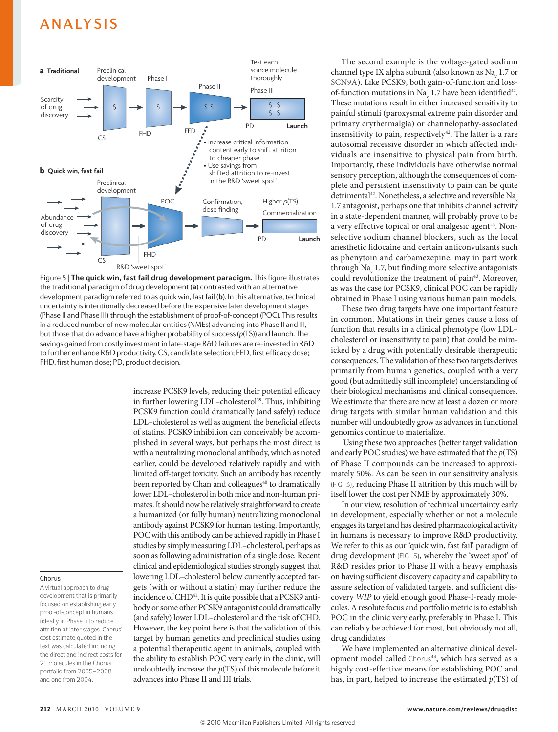Figure 5 | **The quick win, fast fail drug development paradigm.** This figure illustrates the traditional paradigm of drug development (**a**) contrasted with an alternative development paradigm referred to as quick win, fast fail (**b**). In this alternative, technical uncertainty is intentionally decreased before the expensive later development stages (Phase II and Phase III) through the establishment of proof-of-concept (POC). This results in a reduced number of new molecular entities (NMEs) advancing into Phase II and III, but those that do advance have a higher probability of success ($p$(TS)) and launch. The savings gained from costly investment in late-stage R&D failures are re-invested in R&D to further enhance R&D productivity. CS, candidate selection; FED, first efficacy dose; FHD, first human dose; PD, product decision.

increase PCSK9 levels, reducing their potential efficacy in further lowering LDL–cholesterol[39]. Thus, inhibiting PCSK9 function could dramatically (and safely) reduce LDL–cholesterol as well as augment the beneficial effects of statins. PCSK9 inhibition can conceivably be accomplished in several ways, but perhaps the most direct is with a neutralizing monoclonal antibody, which as noted earlier, could be developed relatively rapidly and with limited off-target toxicity. Such an antibody has recently been reported by Chan and colleagues[40] to dramatically lower LDL–cholesterol in both mice and non-human primates. It should now be relatively straightforward to create a humanized (or fully human) neutralizing monoclonal antibody against PCSK9 for human testing. Importantly, POC with this antibody can be achieved rapidly in Phase I studies by simply measuring LDL–cholesterol, perhaps as soon as following administration of a single dose. Recent clinical and epidemiological studies strongly suggest that lowering LDL–cholesterol below currently accepted targets (with or without a statin) may further reduce the incidence of CHD[41]. It is quite possible that a PCSK9 antibody or some other PCSK9 antagonist could dramatically (and safely) lower LDL–cholesterol and the risk of CHD. However, the key point here is that the validation of this target by human genetics and preclinical studies using a potential therapeutic agent in animals, coupled with the ability to establish POC very early in the clinic, will undoubtedly increase the $p$(TS) of this molecule before it advances into Phase II and III trials.

**Chorus**

A virtual approach to drug development that is primarily focused on establishing early proof-of-concept in humans (ideally in Phase I) to reduce attrition at later stages. Chorus' cost estimate quoted in the text was calculated including the direct and indirect costs for 21 molecules in the Chorus portfolio from 2005–2008 and one from 2004.

The second example is the voltage-gated sodium channel type IX alpha subunit (also known as $Na_v$ 1.7 or SCN9A). Like PCSK9, both gain-of-function and loss-of-function mutations in $Na_v$ 1.7 have been identified[42]. These mutations result in either increased sensitivity to painful stimuli (paroxysmal extreme pain disorder and primary erythermalgia) or channelopathy-associated insensitivity to pain, respectively[42]. The latter is a rare autosomal recessive disorder in which affected individuals are insensitive to physical pain from birth. Importantly, these individuals have otherwise normal sensory perception, although the consequences of complete and persistent insensitivity to pain can be quite detrimental[42]. Nonetheless, a selective and reversible $Na_v$ 1.7 antagonist, perhaps one that inhibits channel activity in a state-dependent manner, will probably prove to be a very effective topical or oral analgesic agent[43]. Non-selective sodium channel blockers, such as the local anesthetic lidocaine and certain anticonvulsants such as phenytoin and carbamezepine, may in part work through $Na_v$ 1.7, but finding more selective antagonists could revolutionize the treatment of pain[43]. Moreover, as was the case for PCSK9, clinical POC can be rapidly obtained in Phase I using various human pain models.

These two drug targets have one important feature in common. Mutations in their genes cause a loss of function that results in a clinical phenotype (low LDL–cholesterol or insensitivity to pain) that could be mimicked by a drug with potentially desirable therapeutic consequences. The validation of these two targets derives primarily from human genetics, coupled with a very good (but admittedly still incomplete) understanding of their biological mechanisms and clinical consequences. We estimate that there are now at least a dozen or more drug targets with similar human validation and this number will undoubtedly grow as advances in functional genomics continue to materialize.

Using these two approaches (better target validation and early POC studies) we have estimated that the $p$(TS) of Phase II compounds can be increased to approximately 50%. As can be seen in our sensitivity analysis (FIG. 3), reducing Phase II attrition by this much will by itself lower the cost per NME by approximately 30%.

In our view, resolution of technical uncertainty early in development, especially whether or not a molecule engages its target and has desired pharmacological activity in humans is necessary to improve R&D productivity. We refer to this as our 'quick win, fast fail' paradigm of drug development (FIG. 5), whereby the 'sweet spot' of R&D resides prior to Phase II with a heavy emphasis on having sufficient discovery capacity and capability to assure selection of validated targets, and sufficient discovery *WIP* to yield enough good Phase-I-ready molecules. A resolute focus and portfolio metric is to establish POC in the clinic very early, preferably in Phase I. This can reliably be achieved for most, but obviously not all, drug candidates.

We have implemented an alternative clinical development model called Chorus[44], which has served as a highly cost-effective means for establishing POC and has, in part, helped to increase the estimated $p$(TS) of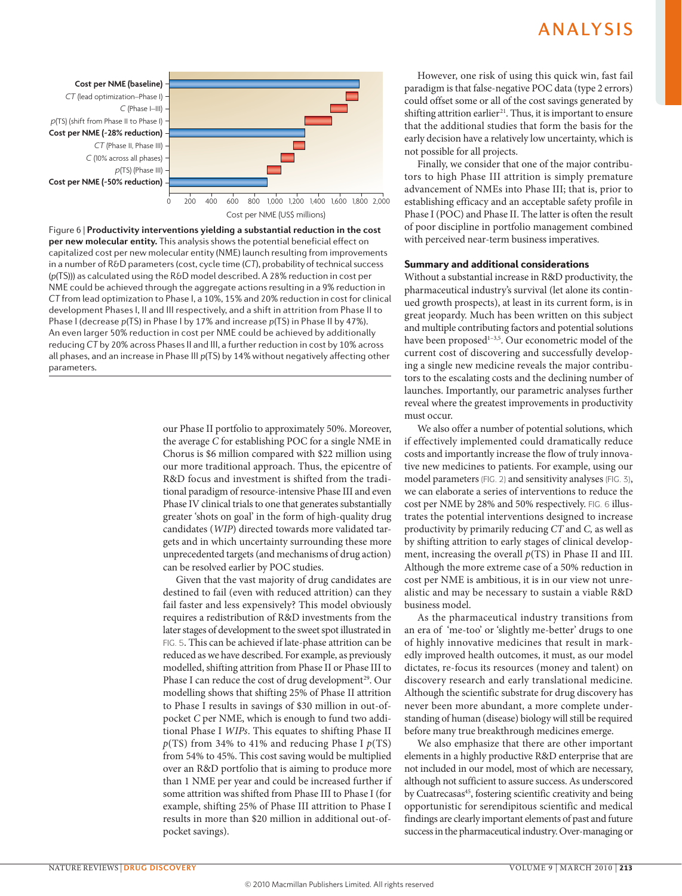Cost per NME (baseline)
CT (lead optimization–Phase I)
C (Phase I–III)
p(TS) (shift from Phase II to Phase I)
Cost per NME (~28% reduction)
CT (Phase II, Phase III)
C (10% across all phases)
p(TS) (Phase III)
Cost per NME (~50% reduction)

0 200 400 600 800 1,000 1,200 1,400 1,600 1,800 2,000

Cost per NME (US$ millions)

Figure 6 | **Productivity interventions yielding a substantial reduction in the cost per new molecular entity.** This analysis shows the potential beneficial effect on capitalized cost per new molecular entity (NME) launch resulting from improvements in a number of R&D parameters (cost, cycle time (*CT*), probability of technical success (*p*(TS))) as calculated using the R&D model described. A 28% reduction in cost per NME could be achieved through the aggregate actions resulting in a 9% reduction in *CT* from lead optimization to Phase I, a 10%, 15% and 20% reduction in cost for clinical development Phases I, II and III respectively, and a shift in attrition from Phase II to Phase I (decrease *p*(TS) in Phase I by 17% and increase *p*(TS) in Phase II by 47%). An even larger 50% reduction in cost per NME could be achieved by additionally reducing *CT* by 20% across Phases II and III, a further reduction in cost by 10% across all phases, and an increase in Phase III *p*(TS) by 14% without negatively affecting other parameters.

our Phase II portfolio to approximately 50%. Moreover, the average *C* for establishing POC for a single NME in Chorus is $6 million compared with $22 million using our more traditional approach. Thus, the epicentre of R&D focus and investment is shifted from the traditional paradigm of resource-intensive Phase III and even Phase IV clinical trials to one that generates substantially greater 'shots on goal' in the form of high-quality drug candidates (*WIP*) directed towards more validated targets and in which uncertainty surrounding these more unprecedented targets (and mechanisms of drug action) can be resolved earlier by POC studies.

Given that the vast majority of drug candidates are destined to fail (even with reduced attrition) can they fail faster and less expensively? This model obviously requires a redistribution of R&D investments from the later stages of development to the sweet spot illustrated in FIG. 5. This can be achieved if late-phase attrition can be reduced as we have described. For example, as previously modelled, shifting attrition from Phase II or Phase III to Phase I can reduce the cost of drug development[29]. Our modelling shows that shifting 25% of Phase II attrition to Phase I results in savings of $30 million in out-of-pocket *C* per NME, which is enough to fund two additional Phase I *WIPs*. This equates to shifting Phase II *p*(TS) from 34% to 41% and reducing Phase I *p*(TS) from 54% to 45%. This cost saving would be multiplied over an R&D portfolio that is aiming to produce more than 1 NME per year and could be increased further if some attrition was shifted from Phase III to Phase I (for example, shifting 25% of Phase III attrition to Phase I results in more than $20 million in additional out-of-pocket savings).

However, one risk of using this quick win, fast fail paradigm is that false-negative POC data (type 2 errors) could offset some or all of the cost savings generated by shifting attrition earlier[21]. Thus, it is important to ensure that the additional studies that form the basis for the early decision have a relatively low uncertainty, which is not possible for all projects.

Finally, we consider that one of the major contributors to high Phase III attrition is simply premature advancement of NMEs into Phase III; that is, prior to establishing efficacy and an acceptable safety profile in Phase I (POC) and Phase II. The latter is often the result of poor discipline in portfolio management combined with perceived near-term business imperatives.

### Summary and additional considerations

Without a substantial increase in R&D productivity, the pharmaceutical industry's survival (let alone its continued growth prospects), at least in its current form, is in great jeopardy. Much has been written on this subject and multiple contributing factors and potential solutions have been proposed[1–3,5]. Our econometric model of the current cost of discovering and successfully developing a single new medicine reveals the major contributors to the escalating costs and the declining number of launches. Importantly, our parametric analyses further reveal where the greatest improvements in productivity must occur.

We also offer a number of potential solutions, which if effectively implemented could dramatically reduce costs and importantly increase the flow of truly innovative new medicines to patients. For example, using our model parameters (FIG. 2) and sensitivity analyses (FIG. 3), we can elaborate a series of interventions to reduce the cost per NME by 28% and 50% respectively. FIG. 6 illustrates the potential interventions designed to increase productivity by primarily reducing *CT* and *C,* as well as by shifting attrition to early stages of clinical development, increasing the overall *p*(TS) in Phase II and III. Although the more extreme case of a 50% reduction in cost per NME is ambitious, it is in our view not unrealistic and may be necessary to sustain a viable R&D business model.

As the pharmaceutical industry transitions from an era of 'me-too' or 'slightly me-better' drugs to one of highly innovative medicines that result in markedly improved health outcomes, it must, as our model dictates, re-focus its resources (money and talent) on discovery research and early translational medicine. Although the scientific substrate for drug discovery has never been more abundant, a more complete understanding of human (disease) biology will still be required before many true breakthrough medicines emerge.

We also emphasize that there are other important elements in a highly productive R&D enterprise that are not included in our model, most of which are necessary, although not sufficient to assure success. As underscored by Cuatrecasas[45], fostering scientific creativity and being opportunistic for serendipitous scientific and medical findings are clearly important elements of past and future success in the pharmaceutical industry. Over-managing or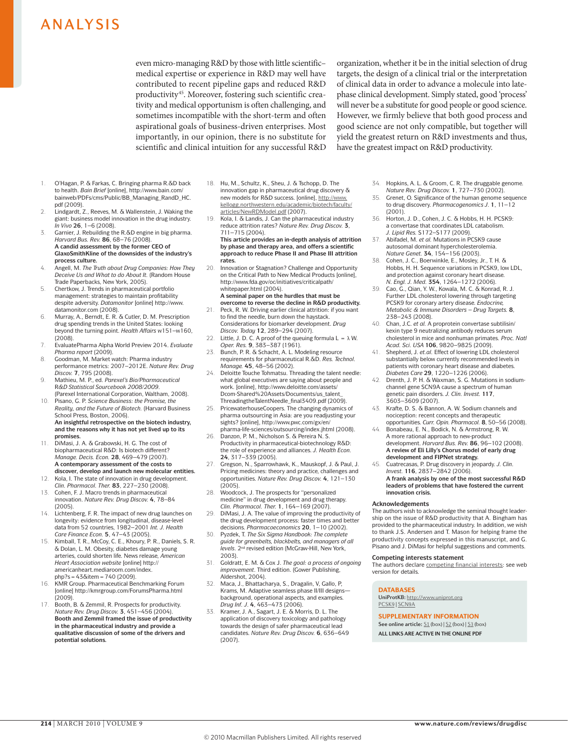even micro-managing R&D by those with little scientific–medical expertise or experience in R&D may well have contributed to recent pipeline gaps and reduced R&D productivity[45]. Moreover, fostering such scientific creativity and medical opportunism is often challenging, and sometimes incompatible with the short-term and often aspirational goals of business-driven enterprises. Most importantly, in our opinion, there is no substitute for scientific and clinical intuition for any successful R&D organization, whether it be in the initial selection of drug targets, the design of a clinical trial or the interpretation of clinical data in order to advance a molecule into late-phase clinical development. Simply stated, good 'process' will never be a substitute for good people or good science. However, we firmly believe that both good process and good science are not only compatible, but together will yield the greatest return on R&D investments and thus, have the greatest impact on R&D productivity.

1. O'Hagan, P. & Farkas, C. Bringing pharma R&D back to health. *Bain Brief* [online], http://www.bain.com/bainweb/PDFs/cms/Public/BB_Managing_RandD_HC.pdf (2009).
2. Lindgardt, Z., Reeves, M. & Wallenstein, J. Waking the giant: business model innovation in the drug industry. *In Vivo* **26**, 1–6 (2008).
3. Garnier, J. Rebuilding the R&D engine in big pharma. *Harvard Bus. Rev.* **86**, 68–76 (2008).
**A candid assessment by the former CEO of GlaxoSmithKline of the downsides of the industry's process culture.**
4. Angell, M. *The Truth about Drug Companies: How They Deceive Us and What to do About It.* (Random House Trade Paperbacks, New York, 2005).
5. Chertkow, J. Trends in pharmaceutical portfolio management: strategies to maintain profitability despite adversity. *Datamonitor* [online] http://www.datamonitor.com (2008).
6. Murray, A., Berndt, E. R. & Cutler, D. M. Prescription drug spending trends in the United States: looking beyond the turning point. *Health Affairs* w151–w160, (2008).
7. EvaluatePharma Alpha World Preview 2014. *Evaluate Pharma report* (2009).
8. Goodman, M. Market watch: Pharma industry performance metrics: 2007–2012E. *Nature Rev. Drug Discov.* **7**, 795 (2008).
9. Mathieu, M. P., ed. *Parexel's Bio/Pharmaceutical R&D Statistical Sourcebook 2008/2009*. (Parexel International Corporation, Waltham, 2008).
10. Pisano, G. P. *Science Business: the Promise, the Reality, and the Future of Biotech.* (Harvard Business School Press, Boston, 2006).
**An insightful retrospective on the biotech industry, and the reasons why it has not yet lived up to its promises.**
11. DiMasi, J. A. & Grabowski, H. G. The cost of biopharmaceutical R&D: Is biotech different? *Manage. Decis. Econ.* **28**, 469–479 (2007).
**A contemporary assessment of the costs to discover, develop and launch new molecular entities.**
12. Kola, I. The state of innovation in drug development. *Clin. Pharmacol. Ther.* **83**, 227–230 (2008).
13. Cohen, F. J. Macro trends in pharmaceutical innovation. *Nature Rev. Drug Discov.* **4**, 78–84 (2005).
14. Lichtenberg, F. R. The impact of new drug launches on longevity: evidence from longitudinal, disease-level data from 52 countries, 1982–2001 *Int. J. Health Care Finance Econ.* **5**, 47–43 (2005).
15. Kimball, T. R., McCoy, C. E., Khoury, P. R., Daniels, S. R. & Dolan, L. M. Obesity, diabetes damage young arteries, could shorten life. News release, *American Heart Association website* [online] http://americanheart.mediaroom.com/index.php?s=43&item=740 (2009).
16. KMR Group. Pharmaceutical Benchmarking Forum [online] http://kmrgroup.com/ForumsPharma.html (2009).
17. Booth, B. & Zemmil, R. Prospects for productivity. *Nature Rev. Drug Discov.* **3**, 451–456 (2004).
**Booth and Zemmil framed the issue of productivity in the pharmaceutical industry and provide a qualitative discussion of some of the drivers and potential solutions.**
18. Hu, M., Schultz, K., Sheu, J. & Tschopp, D. The innovation gap in pharmaceutical drug discovery & new models for R&D success. [online], http://www.kellogg.northwestern.edu/academic/biotech/faculty/articles/NewRDModel.pdf (2007).
19. Kola, I. & Landis, J. Can the pharmaceutical industry reduce attrition rates? *Nature Rev. Drug Discov.* **3**, 711–715 (2004).
**This article provides an in-depth analysis of attrition by phase and therapy area, and offers a scientific approach to reduce Phase II and Phase III attrition rates.**
20. Innovation or Stagnation? Challenge and Opportunity on the Critical Path to New Medical Products [online], http://www.fda.gov/oc/initiatives/criticalpath/whitepaper.html (2004).
**A seminal paper on the hurdles that must be overcome to reverse the decline in R&D productivity.**
21. Peck, R. W. Driving earlier clinical attrition: if you want to find the needle, burn down the haystack. Considerations for biomarker development. *Drug Discov. Today* **12**, 289–294 (2007).
22. Little, J. D. C. A proof of the queuing formula L = λ W. *Oper. Res.* **9**, 383–387 (1961).
23. Bunch, P. R. & Schacht, A. L. Modeling resource requirements for pharmaceutical R&D. *Res. Technol. Manage.* **45**, 48–56 (2002).
24. Deloitte Touche Tohmatsu. Threading the talent needle: what global executives are saying about people and work. [online], http://www.deloitte.com/assets/Dcom-Shared%20Assets/Documents/us_talent_ThreadingtheTalentNeedle_final3409.pdf (2009).
25. PricewaterhouseCoopers. The changing dynamics of pharma outsourcing in Asia: are you readjusting your sights? [online], http://www.pwc.com/gx/en/pharma-life-sciences/outsourcing/index.jhtml (2008).
26. Danzon, P. M., Nicholson S. & Pereira N. S. Productivity in pharmaceutical-biotechnology R&D: the role of experience and alliances. *J. Health Econ.* **24**, 317–339 (2005).
27. Gregson, N., Sparrowhawk, K., Mauskopf, J. & Paul, J. Pricing medicines: theory and practice, challenges and opportunities. *Nature Rev. Drug Discov.* **4**, 121–130 (2005).
28. Woodcock, J. The prospects for "personalized medicine" in drug development and drug therapy. *Clin. Pharmacol. Ther.* **1**, 164–169 (2007).
29. DiMasi, J. A. The value of improving the productivity of the drug development process: faster times and better decisions. *Pharmacoeconomics* **20**, 1–10 (2002).
30. Pyzdek, T. *The Six Sigma Handbook: The complete guide for greenbelts, blackbelts, and managers of all levels*. 2nd revised edition (McGraw-Hill, New York, 2003).
31. Goldratt, E. M. & Cox J. *The goal: a process of ongoing improvement*. Third edition. (Gower Publishing, Aldershot, 2004).
32. Maca, J., Bhattacharya, S., Dragalin, V, Gallo, P, Krams, M. Sparrowhawk, K. Adaptive seamless phase II/III designs—background, operational aspects, and examples. *Drug Inf. J.* **4**, 463–473 (2006).
33. Kramer, J. A., Sagart, J. E. & Morris, D. L. The application of discovery toxicology and pathology towards the design of safer pharmaceutical lead candidates. *Nature Rev. Drug Discov.* **6**, 636–649 (2007).
34. Hopkins, A. L. & Groom, C. R. The druggable genome. *Nature Rev. Drug Discov.* **1**, 727–730 (2002).
35. Grenet, O. Significance of the human genome sequence to drug discovery. *Pharmacogenomics J.* **1**, 11–12 (2001).
36. Horton, J. D., Cohen, J. C. & Hobbs, H. H. PCSK9: a convertase that coordinates LDL catabolism. *J. Lipid Res.* S172–S177 (2009).
37. Abifadel, M. *et al.* Mutations in PCSK9 cause autosomal dominant hypercholesterolemia. *Nature Genet.* **34**, 154–156 (2003).
38. Cohen, J. C., Boerwinkle, E., Mosley, Jr., T. H. & Hobbs, H. H. Sequence variations in PCSK9, low LDL, and protection against coronary heart disease. *N. Engl. J. Med.* **354**, 1264–1272 (2006).
39. Cao, G., Qian, Y. W., Kowala, M. C. & Konrad, R. J. Further LDL cholesterol lowering through targeting PCSK9 for coronary artery disease. *Endocrine, Metabolic & Immune Disorders – Drug Targets.* **8**, 238–243 (2008).
40. Chan, J.C. *et al.* A proprotein convertase subtilisin/kexin type 9 neutralizing antibody reduces serum cholesterol in mice and nonhuman primates. *Proc. Natl Acad. Sci. USA* **106**, 9820–9825 (2009).
41. Shepherd, J. *et.al.* Effect of lowering LDL cholesterol substantially below currently recommended levels in patients with coronary heart disease and diabetes. *Diabetes Care* **29**, 1220–1226 (2006).
42. Drenth, J. P. H. & Waxman, S. G. Mutations in sodium-channel gene SCN9A cause a spectrum of human genetic pain disorders. *J. Clin. Invest.* **117**, 3603–3609 (2007).
43. Krafte, D. S. & Bannon, A. W. Sodium channels and nociception: recent concepts and therapeutic opportunities. *Curr. Opin. Pharmacol.* **8**, 50–56 (2008).
44. Bonabeau, E. N., Bodick, N. & Armstrong, R. W. A more rational approach to new-product development. *Harvard Bus. Rev.* **86**, 96–102 (2008).
**A review of Eli Lilly's Chorus model of early drug development and FIPNet strategy.**
45. Cuatrecasas, P. Drug discovery in jeopardy. *J. Clin. Invest.* **116**, 2837–2842 (2006).
**A frank analysis by one of the most successful R&D leaders of problems that have fostered the current innovation crisis.**

### Acknowledgements

The authors wish to acknowledge the seminal thought leadership on the issue of R&D productivity that A. Bingham has provided to the pharmaceutical industry. In addition, we wish to thank J.S. Andersen and T. Mason for helping frame the productivity concepts expressed in this manuscript, and G. Pisano and J. DiMasi for helpful suggestions and comments.

### Competing interests statement

The authors declare competing financial interests: see web version for details.

### DATABASES

**UniProtKB:** http://www.uniprot.org
PCSK9 | SCN9A

### SUPPLEMENTARY INFORMATION

**See online article:** S1 (box) | S2 (box) | S3 (box)

**ALL LINKS ARE ACTIVE IN THE ONLINE PDF**